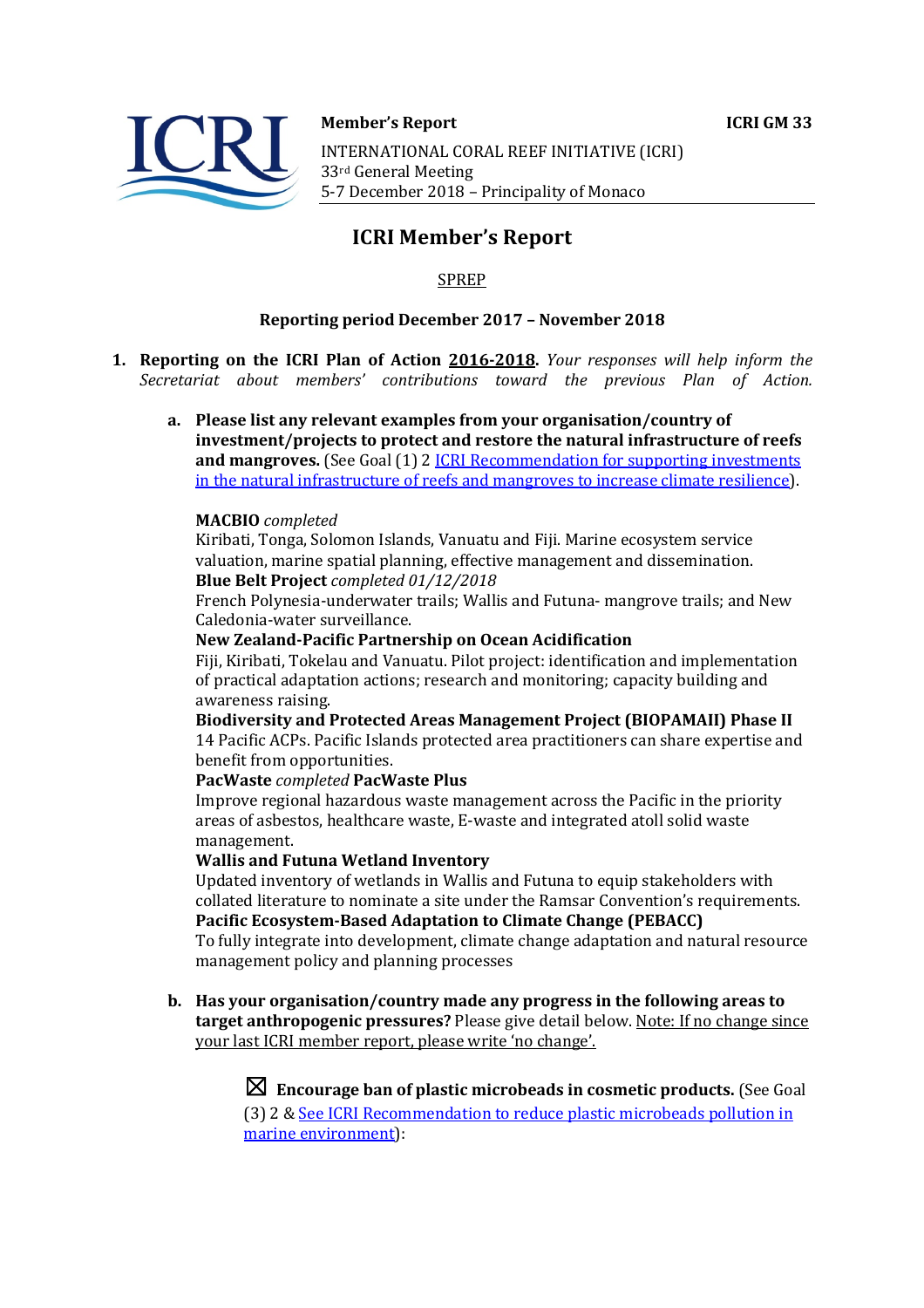**Member's Report** **ICRI GM 33**

INTERNATIONAL CORAL REEF INITIATIVE (ICRI)
33rd General Meeting
5-7 December 2018 – Principality of Monaco

# ICRI Member's Report

SPREP

**Reporting period December 2017 – November 2018**

1. **Reporting on the ICRI Plan of Action 2016-2018.** *Your responses will help inform the Secretariat about members' contributions toward the previous Plan of Action.*

   a. **Please list any relevant examples from your organisation/country of investment/projects to protect and restore the natural infrastructure of reefs and mangroves.** (See Goal (1) 2 ICRI Recommendation for supporting investments in the natural infrastructure of reefs and mangroves to increase climate resilience).

   **MACBIO** *completed*
   Kiribati, Tonga, Solomon Islands, Vanuatu and Fiji. Marine ecosystem service valuation, marine spatial planning, effective management and dissemination.
   **Blue Belt Project** *completed 01/12/2018*
   French Polynesia-underwater trails; Wallis and Futuna- mangrove trails; and New Caledonia-water surveillance.
   **New Zealand-Pacific Partnership on Ocean Acidification**
   Fiji, Kiribati, Tokelau and Vanuatu. Pilot project: identification and implementation of practical adaptation actions; research and monitoring; capacity building and awareness raising.
   **Biodiversity and Protected Areas Management Project (BIOPAMAII) Phase II**
   14 Pacific ACPs. Pacific Islands protected area practitioners can share expertise and benefit from opportunities.
   **PacWaste** *completed* **PacWaste Plus**
   Improve regional hazardous waste management across the Pacific in the priority areas of asbestos, healthcare waste, E-waste and integrated atoll solid waste management.
   **Wallis and Futuna Wetland Inventory**
   Updated inventory of wetlands in Wallis and Futuna to equip stakeholders with collated literature to nominate a site under the Ramsar Convention's requirements.
   **Pacific Ecosystem-Based Adaptation to Climate Change (PEBACC)**
   To fully integrate into development, climate change adaptation and natural resource management policy and planning processes

   b. **Has your organisation/country made any progress in the following areas to target anthropogenic pressures?** Please give detail below. Note: If no change since your last ICRI member report, please write 'no change'.

   ☒ **Encourage ban of plastic microbeads in cosmetic products.** (See Goal (3) 2 & See ICRI Recommendation to reduce plastic microbeads pollution in marine environment):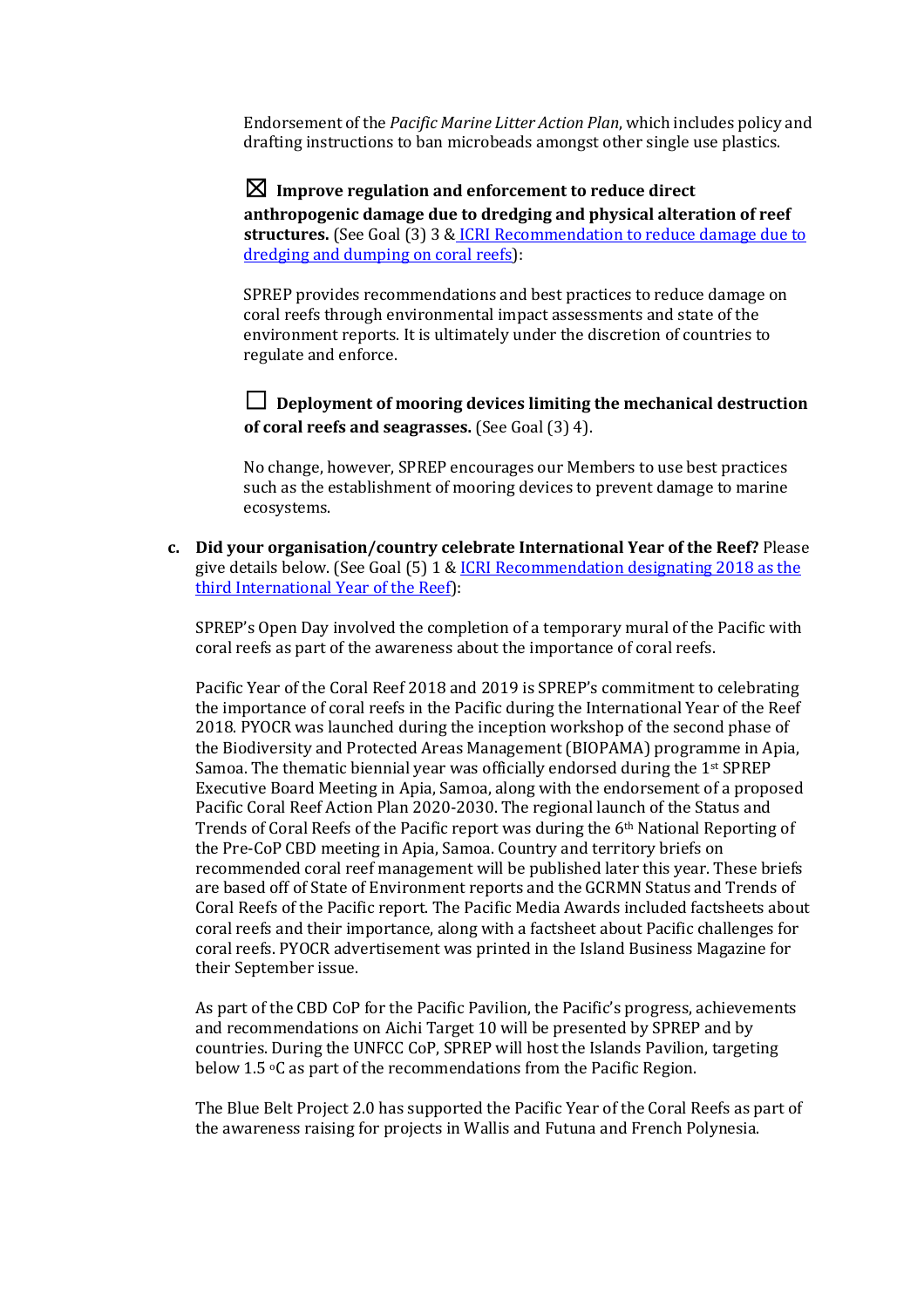Endorsement of the *Pacific Marine Litter Action Plan*, which includes policy and drafting instructions to ban microbeads amongst other single use plastics.

☒ **Improve regulation and enforcement to reduce direct anthropogenic damage due to dredging and physical alteration of reef structures.** (See Goal (3) 3 & ICRI Recommendation to reduce damage due to dredging and dumping on coral reefs):

SPREP provides recommendations and best practices to reduce damage on coral reefs through environmental impact assessments and state of the environment reports. It is ultimately under the discretion of countries to regulate and enforce.

☐ **Deployment of mooring devices limiting the mechanical destruction of coral reefs and seagrasses.** (See Goal (3) 4).

No change, however, SPREP encourages our Members to use best practices such as the establishment of mooring devices to prevent damage to marine ecosystems.

c. **Did your organisation/country celebrate International Year of the Reef?** Please give details below. (See Goal (5) 1 & ICRI Recommendation designating 2018 as the third International Year of the Reef):

SPREP's Open Day involved the completion of a temporary mural of the Pacific with coral reefs as part of the awareness about the importance of coral reefs.

Pacific Year of the Coral Reef 2018 and 2019 is SPREP's commitment to celebrating the importance of coral reefs in the Pacific during the International Year of the Reef 2018. PYOCR was launched during the inception workshop of the second phase of the Biodiversity and Protected Areas Management (BIOPAMA) programme in Apia, Samoa. The thematic biennial year was officially endorsed during the 1st SPREP Executive Board Meeting in Apia, Samoa, along with the endorsement of a proposed Pacific Coral Reef Action Plan 2020-2030. The regional launch of the Status and Trends of Coral Reefs of the Pacific report was during the 6th National Reporting of the Pre-CoP CBD meeting in Apia, Samoa. Country and territory briefs on recommended coral reef management will be published later this year. These briefs are based off of State of Environment reports and the GCRMN Status and Trends of Coral Reefs of the Pacific report. The Pacific Media Awards included factsheets about coral reefs and their importance, along with a factsheet about Pacific challenges for coral reefs. PYOCR advertisement was printed in the Island Business Magazine for their September issue.

As part of the CBD CoP for the Pacific Pavilion, the Pacific's progress, achievements and recommendations on Aichi Target 10 will be presented by SPREP and by countries. During the UNFCC CoP, SPREP will host the Islands Pavilion, targeting below 1.5 °C as part of the recommendations from the Pacific Region.

The Blue Belt Project 2.0 has supported the Pacific Year of the Coral Reefs as part of the awareness raising for projects in Wallis and Futuna and French Polynesia.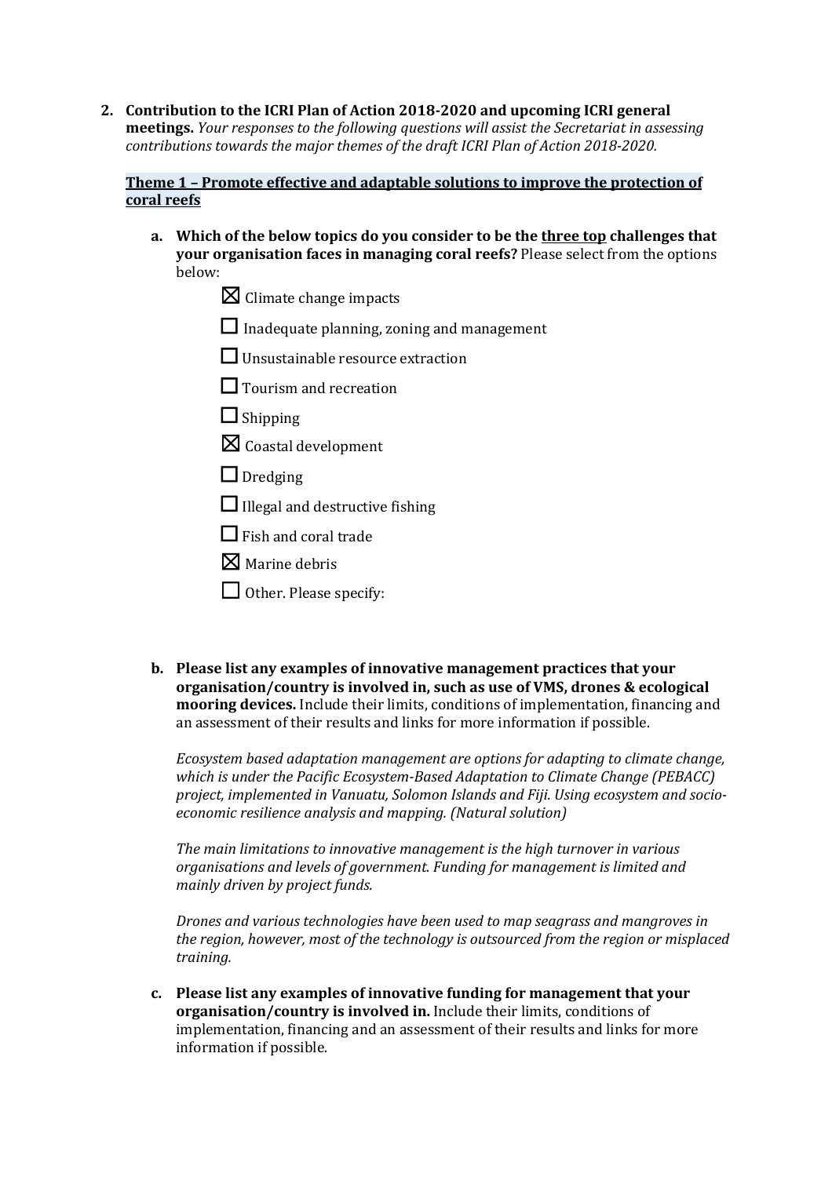2. **Contribution to the ICRI Plan of Action 2018-2020 and upcoming ICRI general meetings.** *Your responses to the following questions will assist the Secretariat in assessing contributions towards the major themes of the draft ICRI Plan of Action 2018-2020.*

**Theme 1 – Promote effective and adaptable solutions to improve the protection of coral reefs**

a. **Which of the below topics do you consider to be the three top challenges that your organisation faces in managing coral reefs?** Please select from the options below:

   - ☒ Climate change impacts
   - ☐ Inadequate planning, zoning and management
   - ☐ Unsustainable resource extraction
   - ☐ Tourism and recreation
   - ☐ Shipping
   - ☒ Coastal development
   - ☐ Dredging
   - ☐ Illegal and destructive fishing
   - ☐ Fish and coral trade
   - ☒ Marine debris
   - ☐ Other. Please specify:

b. **Please list any examples of innovative management practices that your organisation/country is involved in, such as use of VMS, drones & ecological mooring devices.** Include their limits, conditions of implementation, financing and an assessment of their results and links for more information if possible.

   *Ecosystem based adaptation management are options for adapting to climate change, which is under the Pacific Ecosystem-Based Adaptation to Climate Change (PEBACC) project, implemented in Vanuatu, Solomon Islands and Fiji. Using ecosystem and socio-economic resilience analysis and mapping. (Natural solution)*

   *The main limitations to innovative management is the high turnover in various organisations and levels of government. Funding for management is limited and mainly driven by project funds.*

   *Drones and various technologies have been used to map seagrass and mangroves in the region, however, most of the technology is outsourced from the region or misplaced training.*

c. **Please list any examples of innovative funding for management that your organisation/country is involved in.** Include their limits, conditions of implementation, financing and an assessment of their results and links for more information if possible.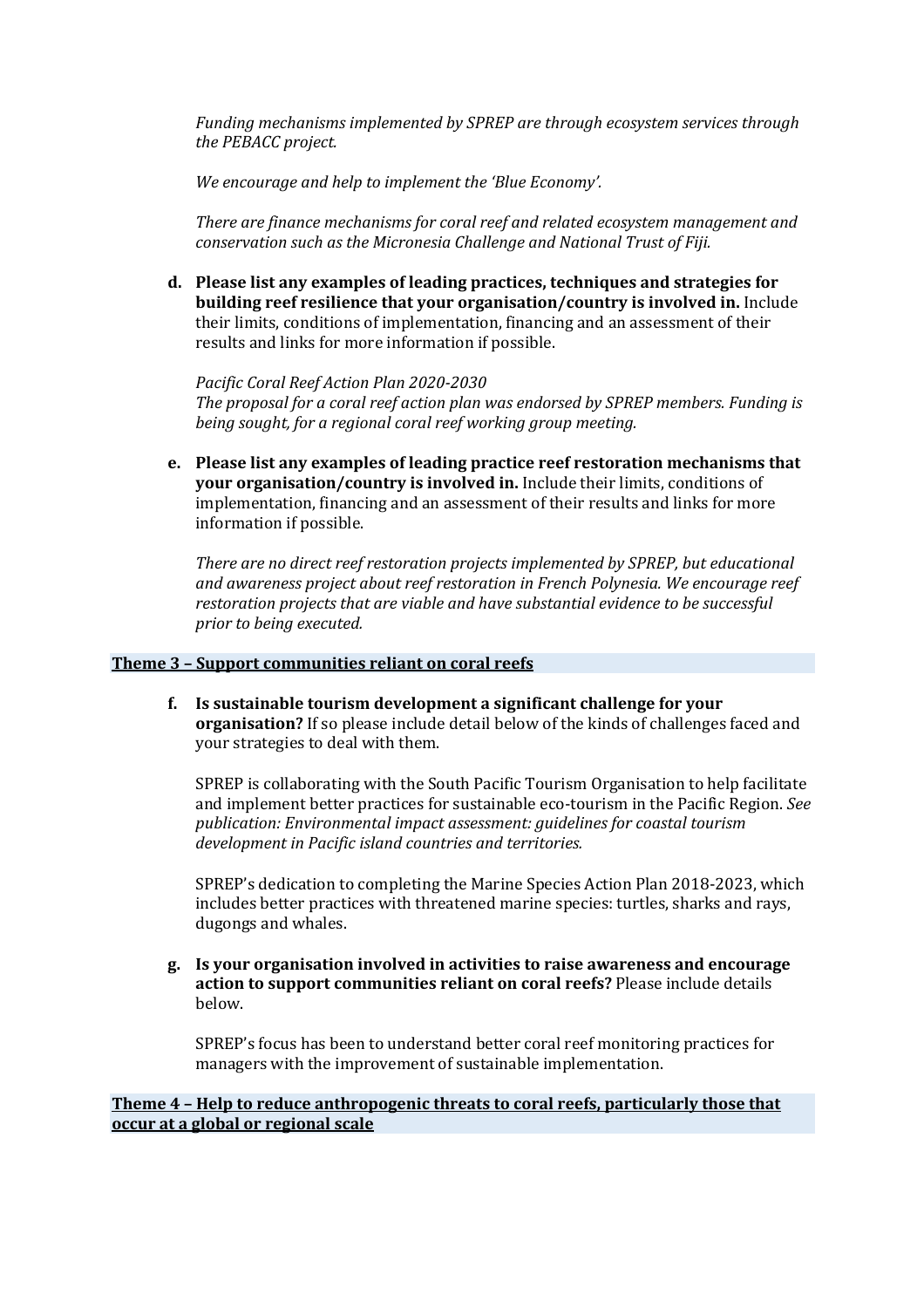*Funding mechanisms implemented by SPREP are through ecosystem services through the PEBACC project.*

*We encourage and help to implement the 'Blue Economy'.*

*There are finance mechanisms for coral reef and related ecosystem management and conservation such as the Micronesia Challenge and National Trust of Fiji.*

**d. Please list any examples of leading practices, techniques and strategies for building reef resilience that your organisation/country is involved in.** Include their limits, conditions of implementation, financing and an assessment of their results and links for more information if possible.

*Pacific Coral Reef Action Plan 2020-2030*
*The proposal for a coral reef action plan was endorsed by SPREP members. Funding is being sought, for a regional coral reef working group meeting.*

**e. Please list any examples of leading practice reef restoration mechanisms that your organisation/country is involved in.** Include their limits, conditions of implementation, financing and an assessment of their results and links for more information if possible.

*There are no direct reef restoration projects implemented by SPREP, but educational and awareness project about reef restoration in French Polynesia. We encourage reef restoration projects that are viable and have substantial evidence to be successful prior to being executed.*

## Theme 3 – Support communities reliant on coral reefs

**f. Is sustainable tourism development a significant challenge for your organisation?** If so please include detail below of the kinds of challenges faced and your strategies to deal with them.

SPREP is collaborating with the South Pacific Tourism Organisation to help facilitate and implement better practices for sustainable eco-tourism in the Pacific Region. *See publication: Environmental impact assessment: guidelines for coastal tourism development in Pacific island countries and territories.*

SPREP's dedication to completing the Marine Species Action Plan 2018-2023, which includes better practices with threatened marine species: turtles, sharks and rays, dugongs and whales.

**g. Is your organisation involved in activities to raise awareness and encourage action to support communities reliant on coral reefs?** Please include details below.

SPREP's focus has been to understand better coral reef monitoring practices for managers with the improvement of sustainable implementation.

## Theme 4 – Help to reduce anthropogenic threats to coral reefs, particularly those that occur at a global or regional scale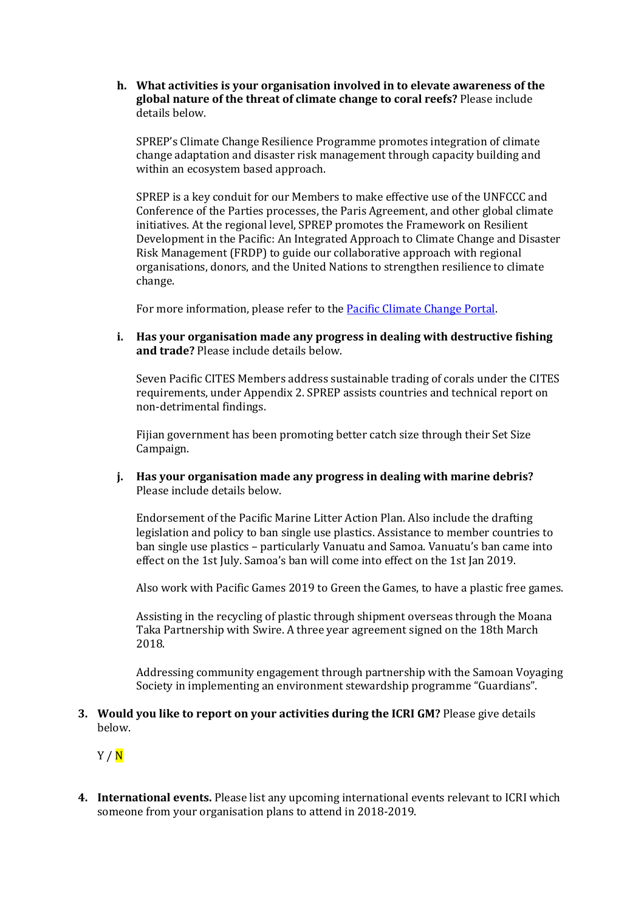h. **What activities is your organisation involved in to elevate awareness of the global nature of the threat of climate change to coral reefs?** Please include details below.

   SPREP's Climate Change Resilience Programme promotes integration of climate change adaptation and disaster risk management through capacity building and within an ecosystem based approach.

   SPREP is a key conduit for our Members to make effective use of the UNFCCC and Conference of the Parties processes, the Paris Agreement, and other global climate initiatives. At the regional level, SPREP promotes the Framework on Resilient Development in the Pacific: An Integrated Approach to Climate Change and Disaster Risk Management (FRDP) to guide our collaborative approach with regional organisations, donors, and the United Nations to strengthen resilience to climate change.

   For more information, please refer to the [Pacific Climate Change Portal](https://www.pacificclimatechange.net).

i. **Has your organisation made any progress in dealing with destructive fishing and trade?** Please include details below.

   Seven Pacific CITES Members address sustainable trading of corals under the CITES requirements, under Appendix 2. SPREP assists countries and technical report on non-detrimental findings.

   Fijian government has been promoting better catch size through their Set Size Campaign.

j. **Has your organisation made any progress in dealing with marine debris?** Please include details below.

   Endorsement of the Pacific Marine Litter Action Plan. Also include the drafting legislation and policy to ban single use plastics. Assistance to member countries to ban single use plastics – particularly Vanuatu and Samoa. Vanuatu's ban came into effect on the 1st July. Samoa's ban will come into effect on the 1st Jan 2019.

   Also work with Pacific Games 2019 to Green the Games, to have a plastic free games.

   Assisting in the recycling of plastic through shipment overseas through the Moana Taka Partnership with Swire. A three year agreement signed on the 18th March 2018.

   Addressing community engagement through partnership with the Samoan Voyaging Society in implementing an environment stewardship programme "Guardians".

3. **Would you like to report on your activities during the ICRI GM?** Please give details below.

   Y / N

4. **International events.** Please list any upcoming international events relevant to ICRI which someone from your organisation plans to attend in 2018-2019.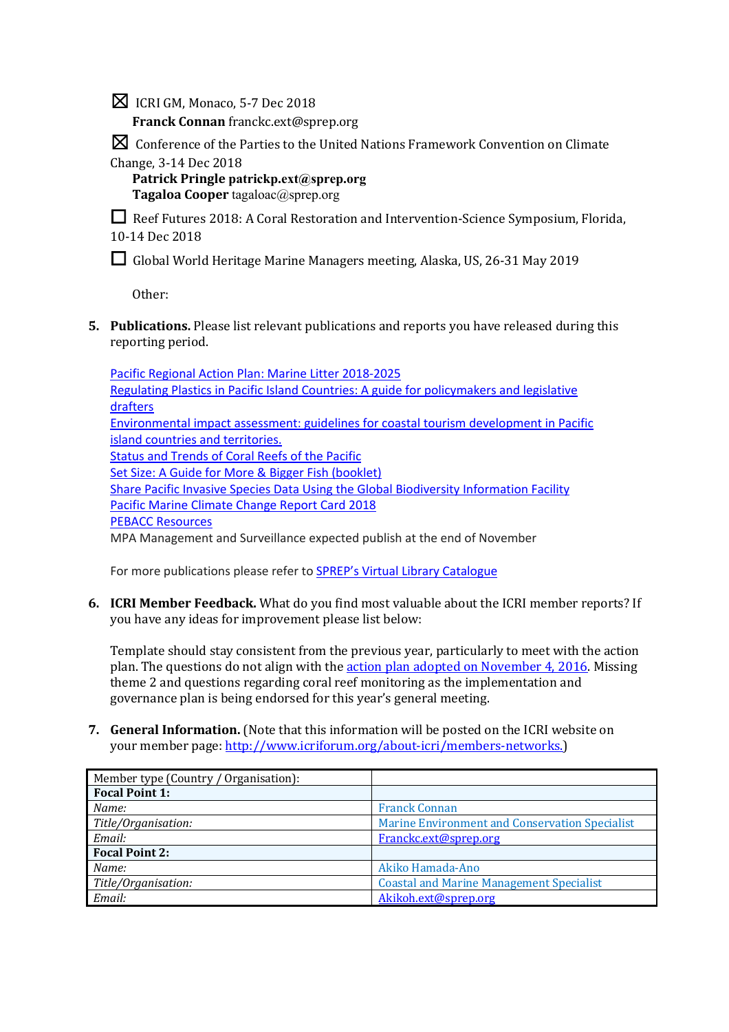☒ ICRI GM, Monaco, 5-7 Dec 2018
**Franck Connan** franckc.ext@sprep.org

☒ Conference of the Parties to the United Nations Framework Convention on Climate Change, 3-14 Dec 2018
**Patrick Pringle patrickp.ext@sprep.org**
**Tagaloa Cooper** tagaloac@sprep.org

☐ Reef Futures 2018: A Coral Restoration and Intervention-Science Symposium, Florida, 10-14 Dec 2018

☐ Global World Heritage Marine Managers meeting, Alaska, US, 26-31 May 2019

Other:

5. **Publications.** Please list relevant publications and reports you have released during this reporting period.

Pacific Regional Action Plan: Marine Litter 2018-2025
Regulating Plastics in Pacific Island Countries: A guide for policymakers and legislative drafters
Environmental impact assessment: guidelines for coastal tourism development in Pacific island countries and territories.
Status and Trends of Coral Reefs of the Pacific
Set Size: A Guide for More & Bigger Fish (booklet)
Share Pacific Invasive Species Data Using the Global Biodiversity Information Facility
Pacific Marine Climate Change Report Card 2018
PEBACC Resources
MPA Management and Surveillance expected publish at the end of November

For more publications please refer to SPREP's Virtual Library Catalogue

6. **ICRI Member Feedback.** What do you find most valuable about the ICRI member reports? If you have any ideas for improvement please list below:

Template should stay consistent from the previous year, particularly to meet with the action plan. The questions do not align with the action plan adopted on November 4, 2016. Missing theme 2 and questions regarding coral reef monitoring as the implementation and governance plan is being endorsed for this year's general meeting.

7. **General Information.** (Note that this information will be posted on the ICRI website on your member page: http://www.icriforum.org/about-icri/members-networks.)

| | |
|---|---|
| Member type (Country / Organisation): | |
| **Focal Point 1:** | |
| *Name:* | Franck Connan |
| *Title/Organisation:* | Marine Environment and Conservation Specialist |
| *Email:* | Franckc.ext@sprep.org |
| **Focal Point 2:** | |
| *Name:* | Akiko Hamada-Ano |
| *Title/Organisation:* | Coastal and Marine Management Specialist |
| *Email:* | Akikoh.ext@sprep.org |